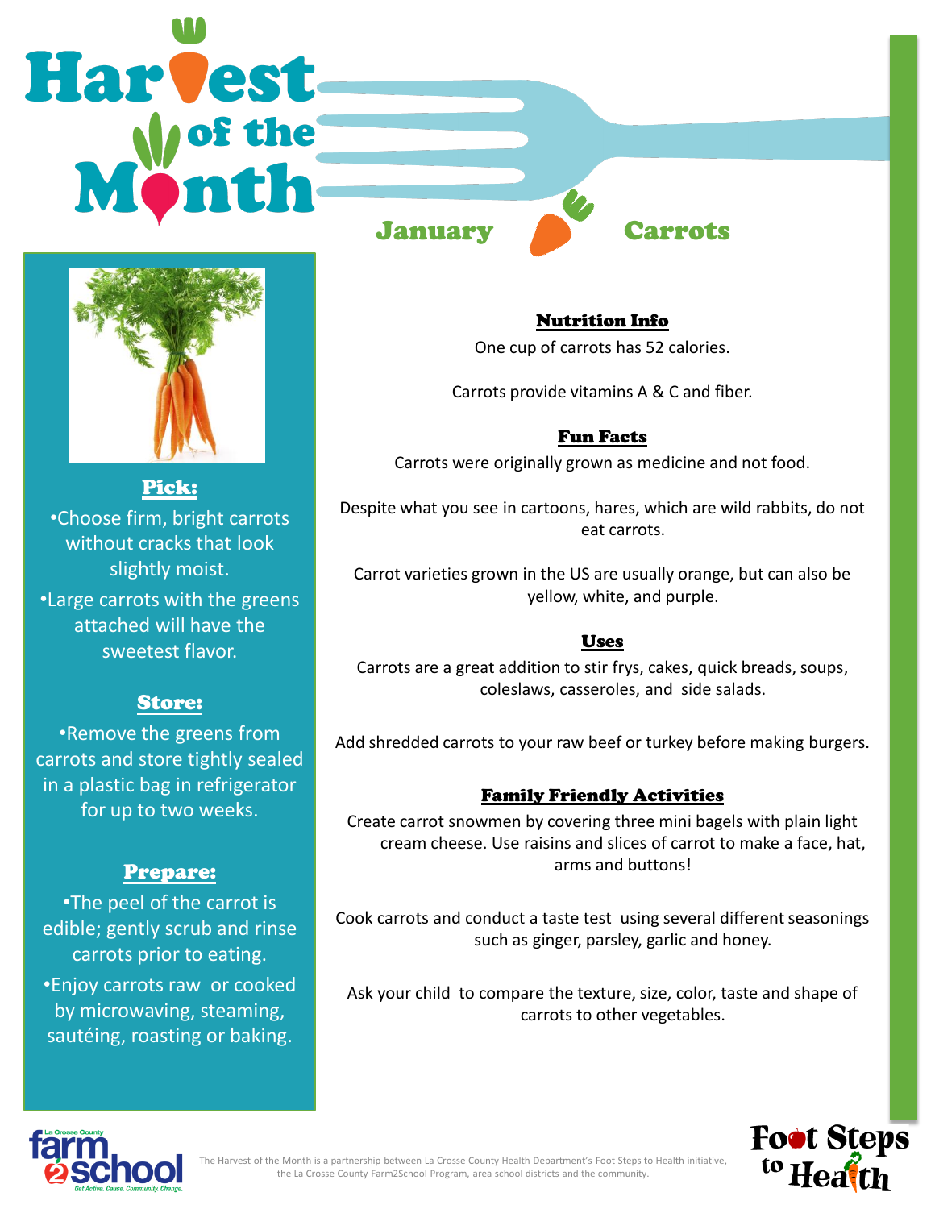# Harvest of the Month

## January — Carrots

### Pick:

- Choose firm, bright carrots without cracks that look slightly moist.
- Large carrots with the greens attached will have the sweetest flavor.

### Store:

- Remove the greens from carrots and store tightly sealed in a plastic bag in refrigerator for up to two weeks.

### Prepare:

- The peel of the carrot is edible; gently scrub and rinse carrots prior to eating.
- Enjoy carrots raw or cooked by microwaving, steaming, sautéing, roasting or baking.

### Nutrition Info

One cup of carrots has 52 calories.

Carrots provide vitamins A & C and fiber.

### Fun Facts

Carrots were originally grown as medicine and not food.

Despite what you see in cartoons, hares, which are wild rabbits, do not eat carrots.

Carrot varieties grown in the US are usually orange, but can also be yellow, white, and purple.

### Uses

Carrots are a great addition to stir frys, cakes, quick breads, soups, coleslaws, casseroles, and side salads.

Add shredded carrots to your raw beef or turkey before making burgers.

### Family Friendly Activities

Create carrot snowmen by covering three mini bagels with plain light cream cheese. Use raisins and slices of carrot to make a face, hat, arms and buttons!

Cook carrots and conduct a taste test using several different seasonings such as ginger, parsley, garlic and honey.

Ask your child to compare the texture, size, color, taste and shape of carrots to other vegetables.

La Crosse County farm2school — Get Active. Cause. Community. Change.

The Harvest of the Month is a partnership between La Crosse County Health Department's Foot Steps to Health initiative, the La Crosse County Farm2School Program, area school districts and the community.

Foot Steps to Health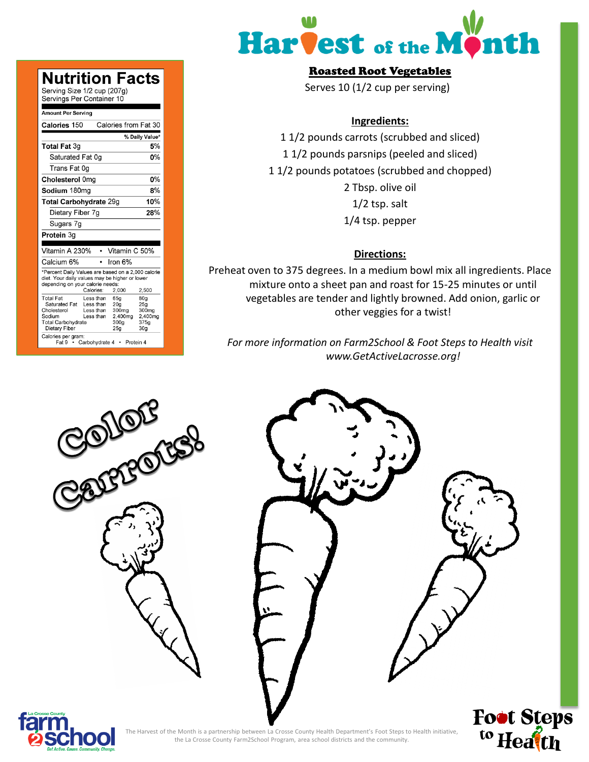# Harvest of the Month

## Roasted Root Vegetables

Serves 10 (1/2 cup per serving)

### Ingredients:

1 1/2 pounds carrots (scrubbed and sliced)
1 1/2 pounds parsnips (peeled and sliced)
1 1/2 pounds potatoes (scrubbed and chopped)
2 Tbsp. olive oil
1/2 tsp. salt
1/4 tsp. pepper

### Directions:

Preheat oven to 375 degrees. In a medium bowl mix all ingredients. Place mixture onto a sheet pan and roast for 15-25 minutes or until vegetables are tender and lightly browned. Add onion, garlic or other veggies for a twist!

*For more information on Farm2School & Foot Steps to Health visit www.GetActiveLacrosse.org!*

## Nutrition Facts

Serving Size 1/2 cup (207g)
Servings Per Container 10

| Amount Per Serving | |
|---|---|
| **Calories** 150 | Calories from Fat 30 |
| | **% Daily Value*** |
| **Total Fat** 3g | **5%** |
| Saturated Fat 0g | **0%** |
| Trans Fat 0g | |
| **Cholesterol** 0mg | **0%** |
| **Sodium** 180mg | **8%** |
| **Total Carbohydrate** 29g | **10%** |
| Dietary Fiber 7g | **28%** |
| Sugars 7g | |
| **Protein** 3g | |

Vitamin A 230% • Vitamin C 50%
Calcium 6% • Iron 6%

*Percent Daily Values are based on a 2,000 calorie diet. Your daily values may be higher or lower depending on your calorie needs:

| | | | |
|---|---|---|---|
| | Calories: | 2,000 | 2,500 |
| Total Fat | Less than | 65g | 80g |
| Saturated Fat | Less than | 20g | 25g |
| Cholesterol | Less than | 300mg | 300mg |
| Sodium | Less than | 2,400mg | 2,400mg |
| Total Carbohydrate | | 300g | 375g |
| Dietary Fiber | | 25g | 30g |

Calories per gram:
Fat 9 • Carbohydrate 4 • Protein 4

## Color Carrots!

La Crosse County farm 2 school — Get Active. Cause. Community. Change.

The Harvest of the Month is a partnership between La Crosse County Health Department's Foot Steps to Health initiative, the La Crosse County Farm2School Program, area school districts and the community.

Foot Steps to Health